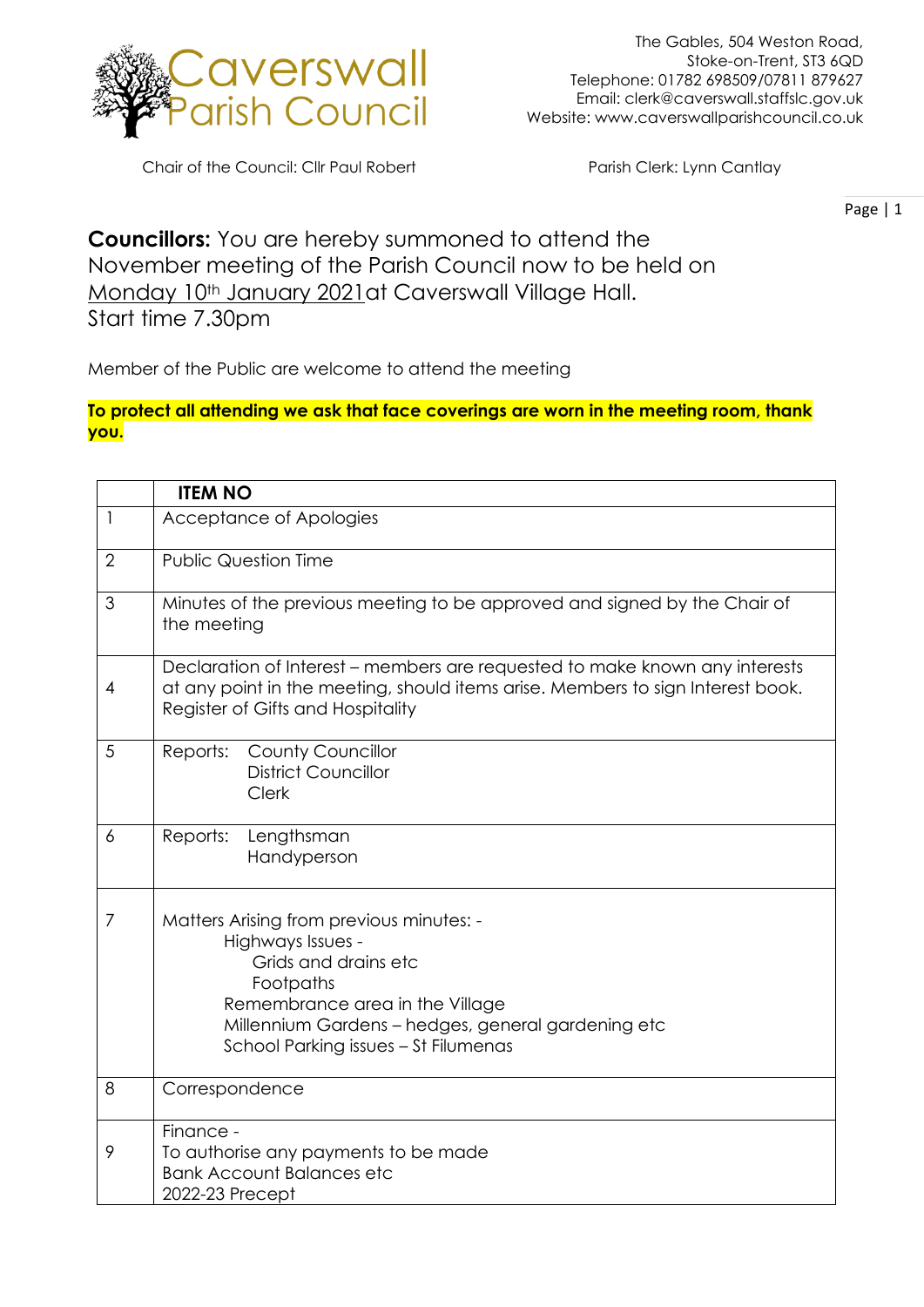# Caverswall Parish Council

The Gables, 504 Weston Road,
Stoke-on-Trent, ST3 6QD
Telephone: 01782 698509/07811 879627
Email: clerk@caverswall.staffslc.gov.uk
Website: www.caverswallparishcouncil.co.uk

Chair of the Council: Cllr Paul Robert

Parish Clerk: Lynn Cantlay

**Councillors:** You are hereby summoned to attend the November meeting of the Parish Council now to be held on Monday 10th January 2021at Caverswall Village Hall.
Start time 7.30pm

Member of the Public are welcome to attend the meeting

**To protect all attending we ask that face coverings are worn in the meeting room, thank you.**

| | ITEM NO |
|---|---|
| 1 | Acceptance of Apologies |
| 2 | Public Question Time |
| 3 | Minutes of the previous meeting to be approved and signed by the Chair of the meeting |
| 4 | Declaration of Interest – members are requested to make known any interests at any point in the meeting, should items arise. Members to sign Interest book. Register of Gifts and Hospitality |
| 5 | Reports: County Councillor<br>District Councillor<br>Clerk |
| 6 | Reports: Lengthsman<br>Handyperson |
| 7 | Matters Arising from previous minutes: -<br>Highways Issues -<br>Grids and drains etc<br>Footpaths<br>Remembrance area in the Village<br>Millennium Gardens – hedges, general gardening etc<br>School Parking issues – St Filumenas |
| 8 | Correspondence |
| 9 | Finance -<br>To authorise any payments to be made<br>Bank Account Balances etc<br>2022-23 Precept |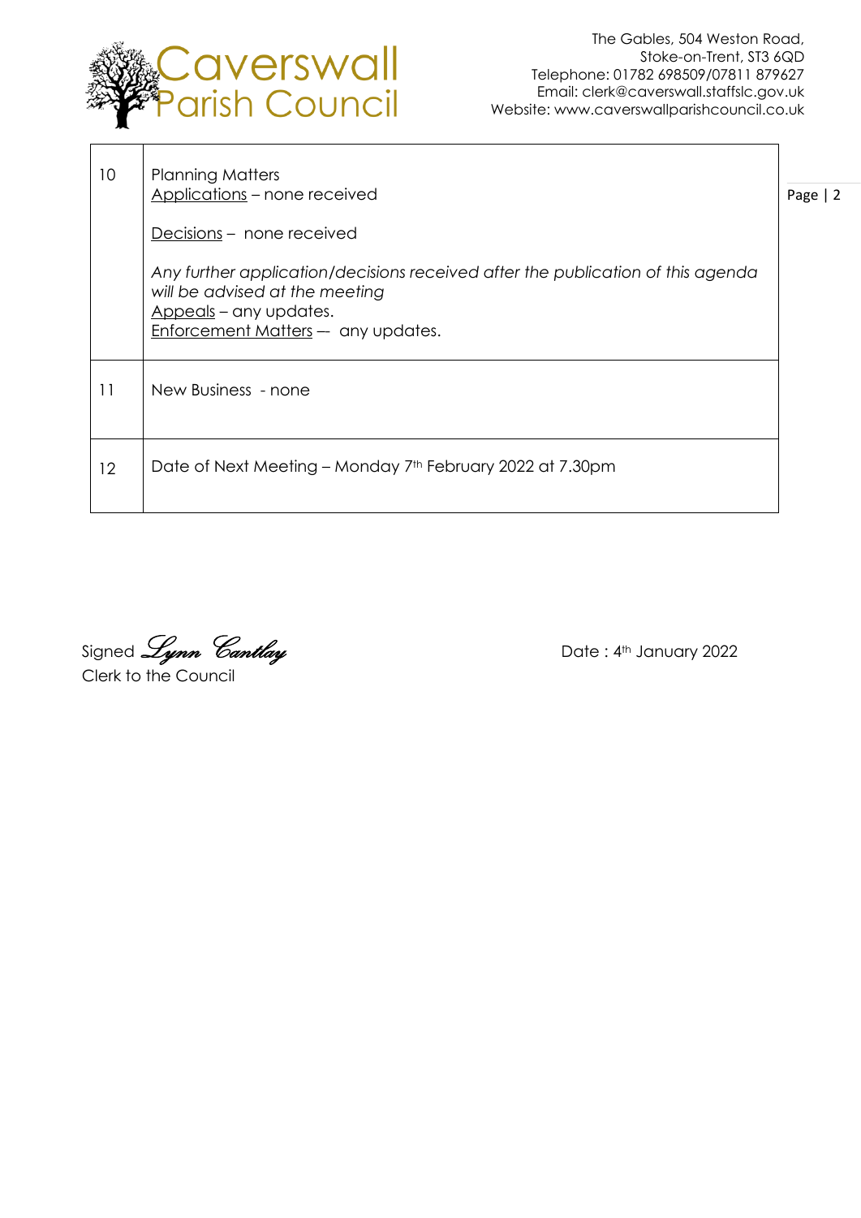| | |
|---|---|
| 10 | Planning Matters<br>Applications – none received<br><br>Decisions – none received<br><br>*Any further application/decisions received after the publication of this agenda will be advised at the meeting*<br>Appeals – any updates.<br>Enforcement Matters – any updates. |
| 11 | New Business - none |
| 12 | Date of Next Meeting – Monday 7th February 2022 at 7.30pm |

Signed *Lynn Cantlay*
Clerk to the Council

Date : 4th January 2022